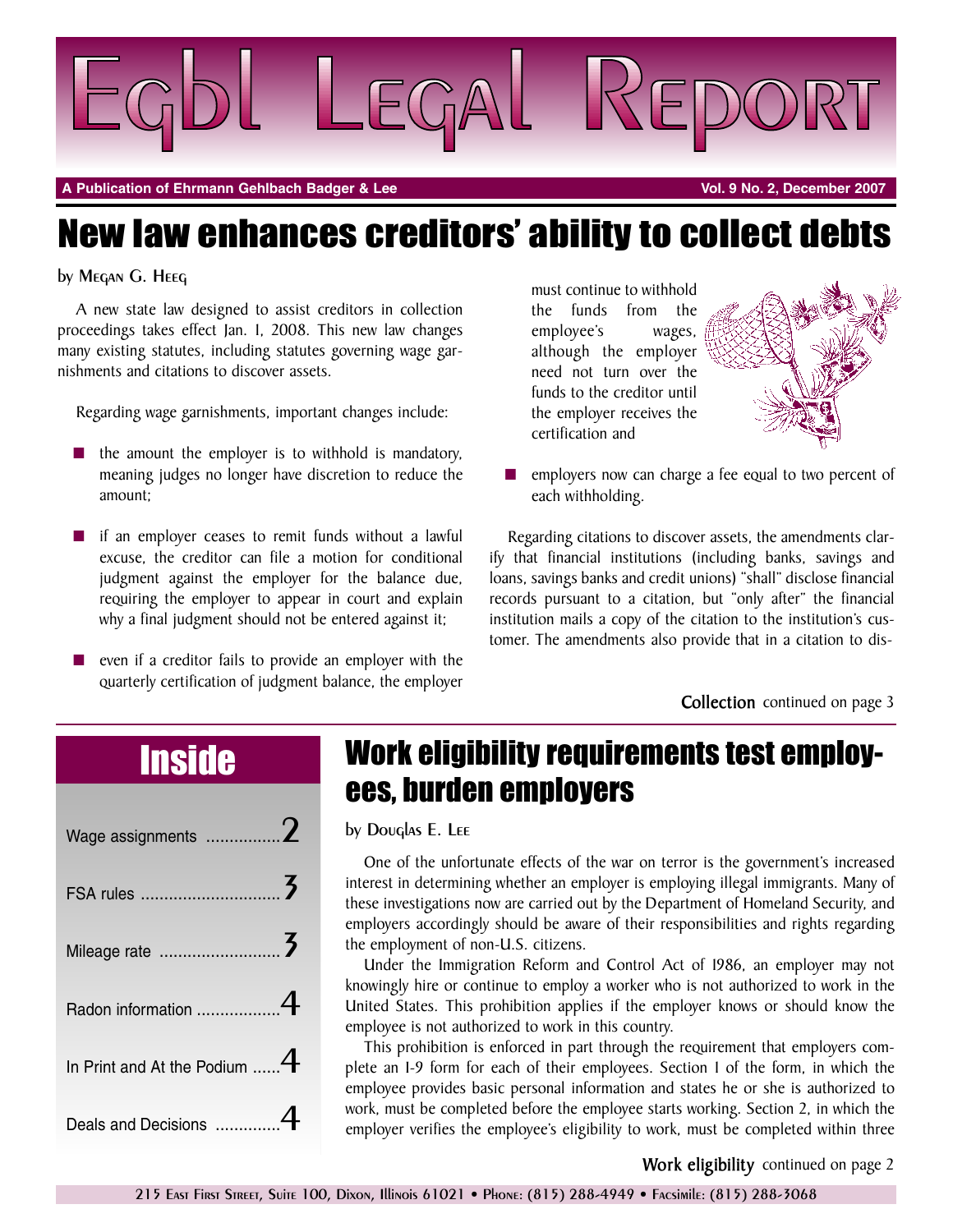# Egbl Legal Report

**A Publication of Ehrmann Gehlbach Badger & Lee** — **Vol. 9 No. 2, December 2007**

# New law enhances creditors' ability to collect debts

by Megan G. Heeg

A new state law designed to assist creditors in collection proceedings takes effect Jan. 1, 2008. This new law changes many existing statutes, including statutes governing wage garnishments and citations to discover assets.

Regarding wage garnishments, important changes include:

- the amount the employer is to withhold is mandatory, meaning judges no longer have discretion to reduce the amount;
- if an employer ceases to remit funds without a lawful excuse, the creditor can file a motion for conditional judgment against the employer for the balance due, requiring the employer to appear in court and explain why a final judgment should not be entered against it;
- even if a creditor fails to provide an employer with the quarterly certification of judgment balance, the employer must continue to withhold the funds from the employee's wages, although the employer need not turn over the funds to the creditor until the employer receives the certification and
- employers now can charge a fee equal to two percent of each withholding.

Regarding citations to discover assets, the amendments clarify that financial institutions (including banks, savings and loans, savings banks and credit unions) "shall" disclose financial records pursuant to a citation, but "only after" the financial institution mails a copy of the citation to the institution's customer. The amendments also provide that in a citation to dis-

**Collection** continued on page 3

## Inside

| | |
|---|---|
| Wage assignments | 2 |
| FSA rules | 3 |
| Mileage rate | 3 |
| Radon information | 4 |
| In Print and At the Podium | 4 |
| Deals and Decisions | 4 |

# Work eligibility requirements test employees, burden employers

by Douglas E. Lee

One of the unfortunate effects of the war on terror is the government's increased interest in determining whether an employer is employing illegal immigrants. Many of these investigations now are carried out by the Department of Homeland Security, and employers accordingly should be aware of their responsibilities and rights regarding the employment of non-U.S. citizens.

Under the Immigration Reform and Control Act of 1986, an employer may not knowingly hire or continue to employ a worker who is not authorized to work in the United States. This prohibition applies if the employer knows or should know the employee is not authorized to work in this country.

This prohibition is enforced in part through the requirement that employers complete an I-9 form for each of their employees. Section 1 of the form, in which the employee provides basic personal information and states he or she is authorized to work, must be completed before the employee starts working. Section 2, in which the employer verifies the employee's eligibility to work, must be completed within three

**Work eligibility** continued on page 2

215 East First Street, Suite 100, Dixon, Illinois 61021 • Phone: (815) 288-4949 • Facsimile: (815) 288-3068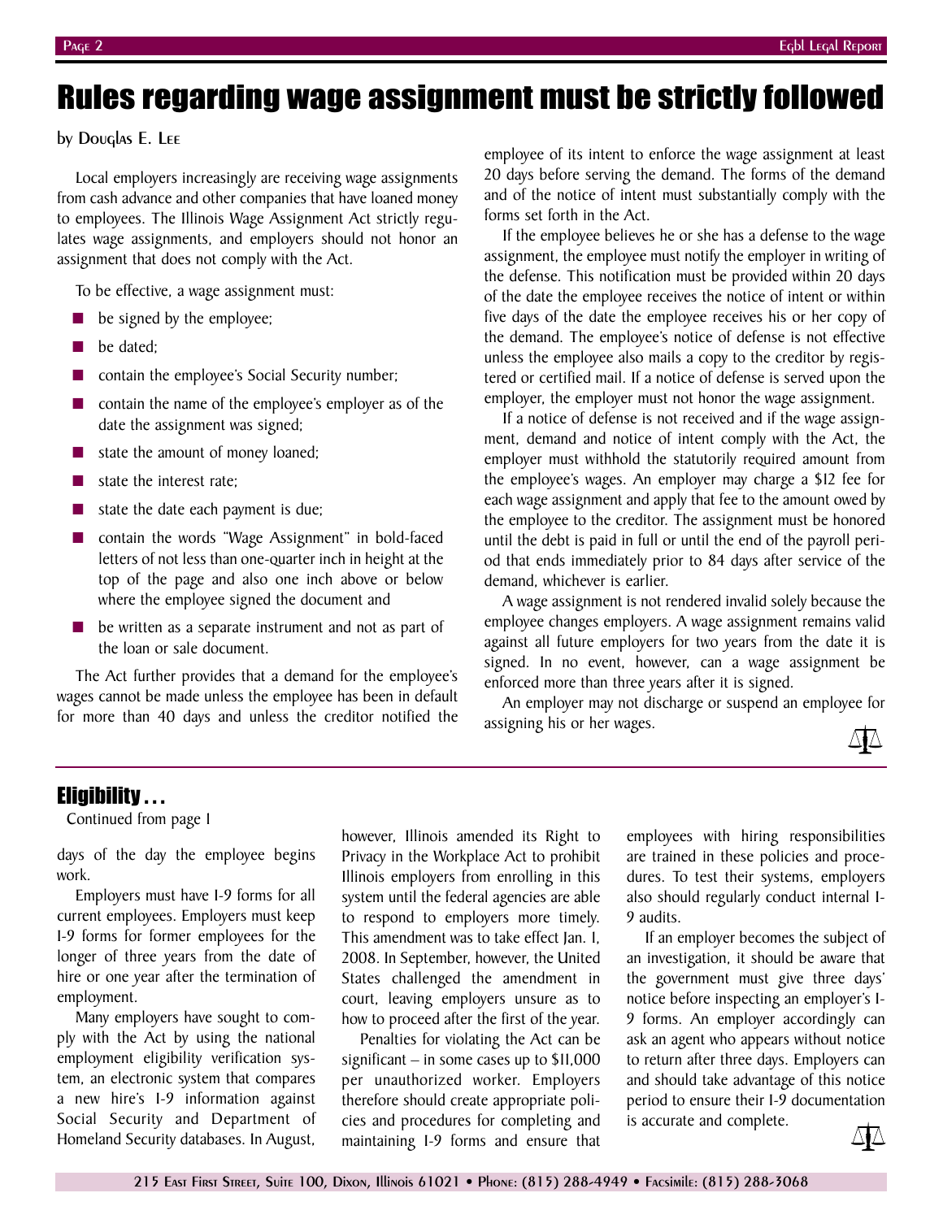# Rules regarding wage assignment must be strictly followed

by Douglas E. Lee

Local employers increasingly are receiving wage assignments from cash advance and other companies that have loaned money to employees. The Illinois Wage Assignment Act strictly regulates wage assignments, and employers should not honor an assignment that does not comply with the Act.

To be effective, a wage assignment must:

- be signed by the employee;
- be dated;
- contain the employee's Social Security number;
- contain the name of the employee's employer as of the date the assignment was signed;
- state the amount of money loaned;
- state the interest rate;
- state the date each payment is due;
- contain the words "Wage Assignment" in bold-faced letters of not less than one-quarter inch in height at the top of the page and also one inch above or below where the employee signed the document and
- be written as a separate instrument and not as part of the loan or sale document.

The Act further provides that a demand for the employee's wages cannot be made unless the employee has been in default for more than 40 days and unless the creditor notified the employee of its intent to enforce the wage assignment at least 20 days before serving the demand. The forms of the demand and of the notice of intent must substantially comply with the forms set forth in the Act.

If the employee believes he or she has a defense to the wage assignment, the employee must notify the employer in writing of the defense. This notification must be provided within 20 days of the date the employee receives the notice of intent or within five days of the date the employee receives his or her copy of the demand. The employee's notice of defense is not effective unless the employee also mails a copy to the creditor by registered or certified mail. If a notice of defense is served upon the employer, the employer must not honor the wage assignment.

If a notice of defense is not received and if the wage assignment, demand and notice of intent comply with the Act, the employer must withhold the statutorily required amount from the employee's wages. An employer may charge a $12 fee for each wage assignment and apply that fee to the amount owed by the employee to the creditor. The assignment must be honored until the debt is paid in full or until the end of the payroll period that ends immediately prior to 84 days after service of the demand, whichever is earlier.

A wage assignment is not rendered invalid solely because the employee changes employers. A wage assignment remains valid against all future employers for two years from the date it is signed. In no event, however, can a wage assignment be enforced more than three years after it is signed.

An employer may not discharge or suspend an employee for assigning his or her wages.

## Eligibility . . .

Continued from page 1

days of the day the employee begins work.

Employers must have I-9 forms for all current employees. Employers must keep I-9 forms for former employees for the longer of three years from the date of hire or one year after the termination of employment.

Many employers have sought to comply with the Act by using the national employment eligibility verification system, an electronic system that compares a new hire's I-9 information against Social Security and Department of Homeland Security databases. In August, however, Illinois amended its Right to Privacy in the Workplace Act to prohibit Illinois employers from enrolling in this system until the federal agencies are able to respond to employers more timely. This amendment was to take effect Jan. 1, 2008. In September, however, the United States challenged the amendment in court, leaving employers unsure as to how to proceed after the first of the year.

Penalties for violating the Act can be significant – in some cases up to $11,000 per unauthorized worker. Employers therefore should create appropriate policies and procedures for completing and maintaining I-9 forms and ensure that employees with hiring responsibilities are trained in these policies and procedures. To test their systems, employers also should regularly conduct internal I-9 audits.

If an employer becomes the subject of an investigation, it should be aware that the government must give three days' notice before inspecting an employer's I-9 forms. An employer accordingly can ask an agent who appears without notice to return after three days. Employers can and should take advantage of this notice period to ensure their I-9 documentation is accurate and complete.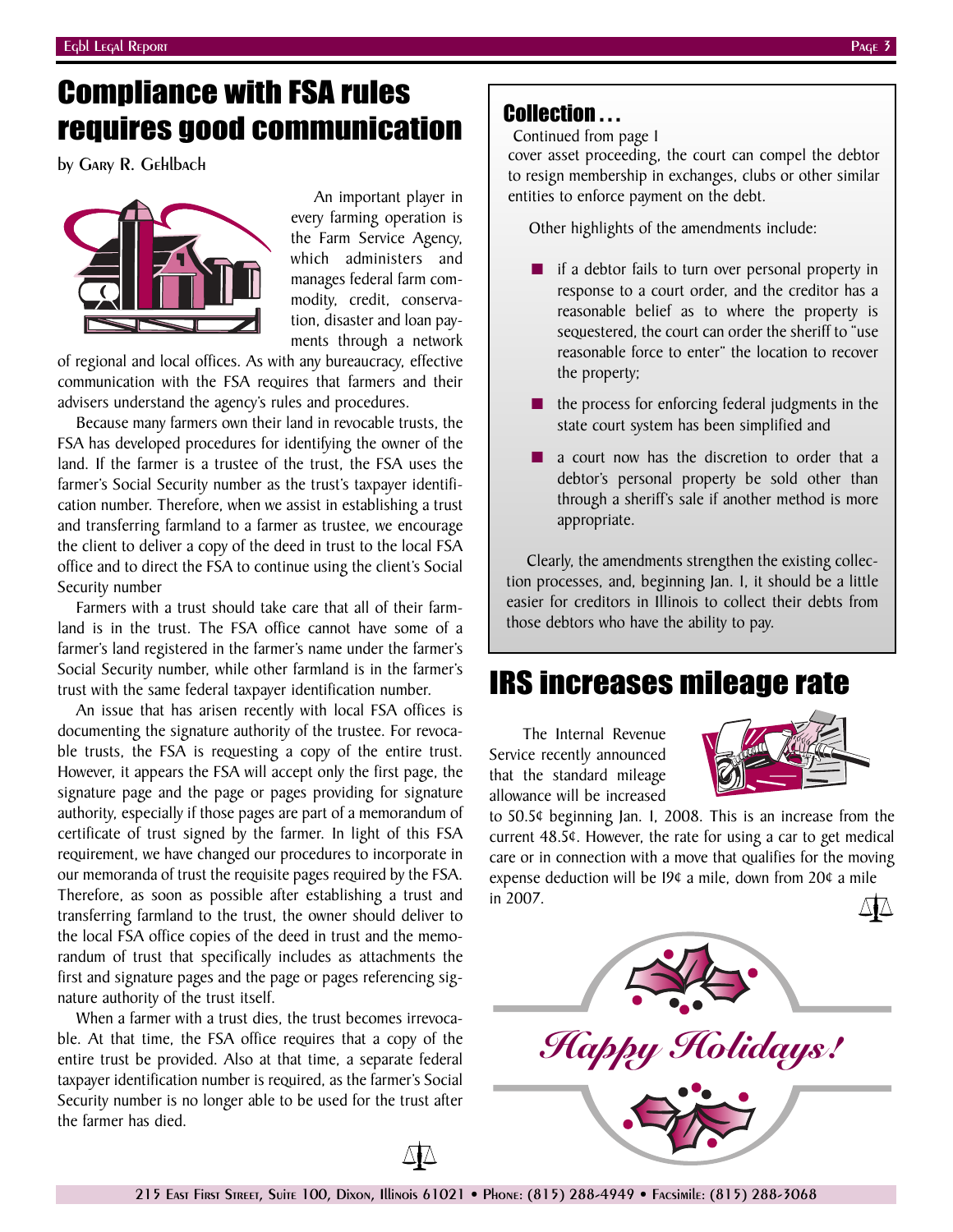# Compliance with FSA rules requires good communication

by Gary R. Gehlbach

An important player in every farming operation is the Farm Service Agency, which administers and manages federal farm commodity, credit, conservation, disaster and loan payments through a network of regional and local offices. As with any bureaucracy, effective communication with the FSA requires that farmers and their advisers understand the agency's rules and procedures.

Because many farmers own their land in revocable trusts, the FSA has developed procedures for identifying the owner of the land. If the farmer is a trustee of the trust, the FSA uses the farmer's Social Security number as the trust's taxpayer identification number. Therefore, when we assist in establishing a trust and transferring farmland to a farmer as trustee, we encourage the client to deliver a copy of the deed in trust to the local FSA office and to direct the FSA to continue using the client's Social Security number

Farmers with a trust should take care that all of their farmland is in the trust. The FSA office cannot have some of a farmer's land registered in the farmer's name under the farmer's Social Security number, while other farmland is in the farmer's trust with the same federal taxpayer identification number.

An issue that has arisen recently with local FSA offices is documenting the signature authority of the trustee. For revocable trusts, the FSA is requesting a copy of the entire trust. However, it appears the FSA will accept only the first page, the signature page and the page or pages providing for signature authority, especially if those pages are part of a memorandum of certificate of trust signed by the farmer. In light of this FSA requirement, we have changed our procedures to incorporate in our memoranda of trust the requisite pages required by the FSA. Therefore, as soon as possible after establishing a trust and transferring farmland to the trust, the owner should deliver to the local FSA office copies of the deed in trust and the memorandum of trust that specifically includes as attachments the first and signature pages and the page or pages referencing signature authority of the trust itself.

When a farmer with a trust dies, the trust becomes irrevocable. At that time, the FSA office requires that a copy of the entire trust be provided. Also at that time, a separate federal taxpayer identification number is required, as the farmer's Social Security number is no longer able to be used for the trust after the farmer has died.

## Collection . . .

Continued from page 1

cover asset proceeding, the court can compel the debtor to resign membership in exchanges, clubs or other similar entities to enforce payment on the debt.

Other highlights of the amendments include:

- if a debtor fails to turn over personal property in response to a court order, and the creditor has a reasonable belief as to where the property is sequestered, the court can order the sheriff to "use reasonable force to enter" the location to recover the property;
- the process for enforcing federal judgments in the state court system has been simplified and
- a court now has the discretion to order that a debtor's personal property be sold other than through a sheriff's sale if another method is more appropriate.

Clearly, the amendments strengthen the existing collection processes, and, beginning Jan. 1, it should be a little easier for creditors in Illinois to collect their debts from those debtors who have the ability to pay.

# IRS increases mileage rate

The Internal Revenue Service recently announced that the standard mileage allowance will be increased to 50.5¢ beginning Jan. 1, 2008. This is an increase from the current 48.5¢. However, the rate for using a car to get medical care or in connection with a move that qualifies for the moving expense deduction will be 19¢ a mile, down from 20¢ a mile in 2007.

*Happy Holidays!*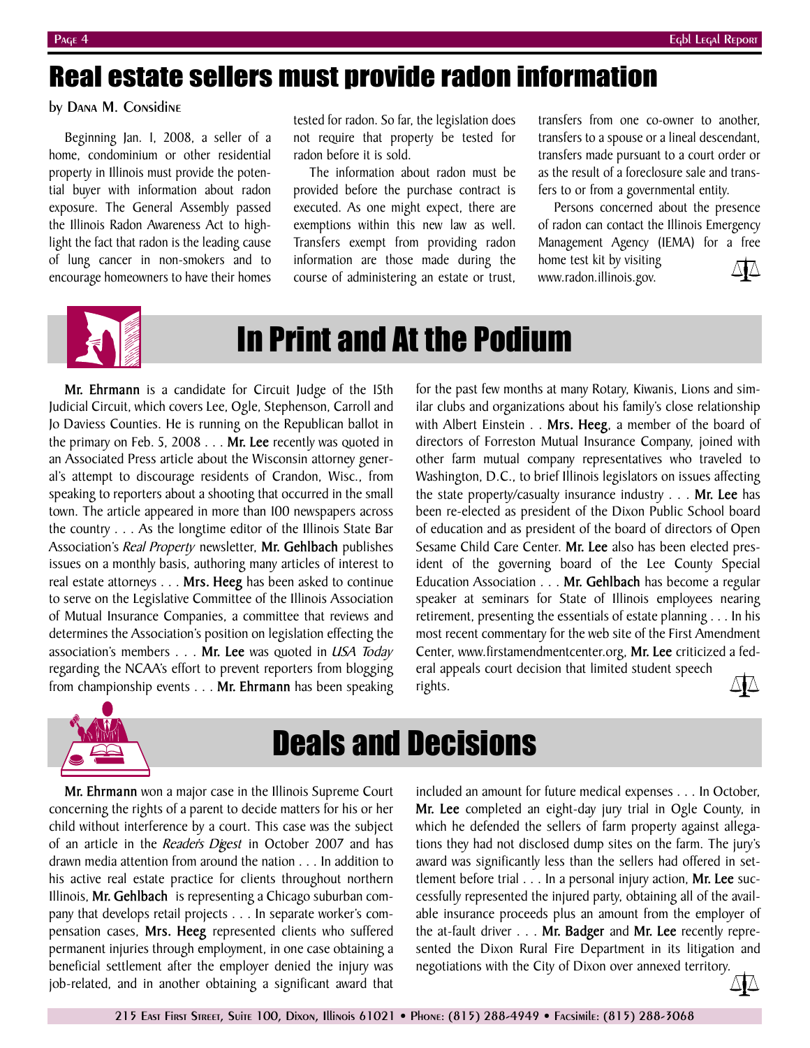# Real estate sellers must provide radon information

by Dana M. Considine

Beginning Jan. 1, 2008, a seller of a home, condominium or other residential property in Illinois must provide the potential buyer with information about radon exposure. The General Assembly passed the Illinois Radon Awareness Act to highlight the fact that radon is the leading cause of lung cancer in non-smokers and to encourage homeowners to have their homes tested for radon. So far, the legislation does not require that property be tested for radon before it is sold.

The information about radon must be provided before the purchase contract is executed. As one might expect, there are exemptions within this new law as well. Transfers exempt from providing radon information are those made during the course of administering an estate or trust, transfers from one co-owner to another, transfers to a spouse or a lineal descendant, transfers made pursuant to a court order or as the result of a foreclosure sale and transfers to or from a governmental entity.

Persons concerned about the presence of radon can contact the Illinois Emergency Management Agency (IEMA) for a free home test kit by visiting www.radon.illinois.gov.

# In Print and At the Podium

**Mr. Ehrmann** is a candidate for Circuit Judge of the 15th Judicial Circuit, which covers Lee, Ogle, Stephenson, Carroll and Jo Daviess Counties. He is running on the Republican ballot in the primary on Feb. 5, 2008 . . . **Mr. Lee** recently was quoted in an Associated Press article about the Wisconsin attorney general's attempt to discourage residents of Crandon, Wisc., from speaking to reporters about a shooting that occurred in the small town. The article appeared in more than 100 newspapers across the country . . . As the longtime editor of the Illinois State Bar Association's *Real Property* newsletter, **Mr. Gehlbach** publishes issues on a monthly basis, authoring many articles of interest to real estate attorneys . . . **Mrs. Heeg** has been asked to continue to serve on the Legislative Committee of the Illinois Association of Mutual Insurance Companies, a committee that reviews and determines the Association's position on legislation effecting the association's members . . . **Mr. Lee** was quoted in *USA Today* regarding the NCAA's effort to prevent reporters from blogging from championship events . . . **Mr. Ehrmann** has been speaking for the past few months at many Rotary, Kiwanis, Lions and similar clubs and organizations about his family's close relationship with Albert Einstein . . **Mrs. Heeg**, a member of the board of directors of Forreston Mutual Insurance Company, joined with other farm mutual company representatives who traveled to Washington, D.C., to brief Illinois legislators on issues affecting the state property/casualty insurance industry . . . **Mr. Lee** has been re-elected as president of the Dixon Public School board of education and as president of the board of directors of Open Sesame Child Care Center. **Mr. Lee** also has been elected president of the governing board of the Lee County Special Education Association . . . **Mr. Gehlbach** has become a regular speaker at seminars for State of Illinois employees nearing retirement, presenting the essentials of estate planning . . . In his most recent commentary for the web site of the First Amendment Center, www.firstamendmentcenter.org, **Mr. Lee** criticized a federal appeals court decision that limited student speech rights.

# Deals and Decisions

**Mr. Ehrmann** won a major case in the Illinois Supreme Court concerning the rights of a parent to decide matters for his or her child without interference by a court. This case was the subject of an article in the *Reader's Digest* in October 2007 and has drawn media attention from around the nation . . . In addition to his active real estate practice for clients throughout northern Illinois, **Mr. Gehlbach** is representing a Chicago suburban company that develops retail projects . . . In separate worker's compensation cases, **Mrs. Heeg** represented clients who suffered permanent injuries through employment, in one case obtaining a beneficial settlement after the employer denied the injury was job-related, and in another obtaining a significant award that included an amount for future medical expenses . . . In October, **Mr. Lee** completed an eight-day jury trial in Ogle County, in which he defended the sellers of farm property against allegations they had not disclosed dump sites on the farm. The jury's award was significantly less than the sellers had offered in settlement before trial . . . In a personal injury action, **Mr. Lee** successfully represented the injured party, obtaining all of the available insurance proceeds plus an amount from the employer of the at-fault driver . . . **Mr. Badger** and **Mr. Lee** recently represented the Dixon Rural Fire Department in its litigation and negotiations with the City of Dixon over annexed territory.

215 East First Street, Suite 100, Dixon, Illinois 61021 • Phone: (815) 288-4949 • Facsimile: (815) 288-3068